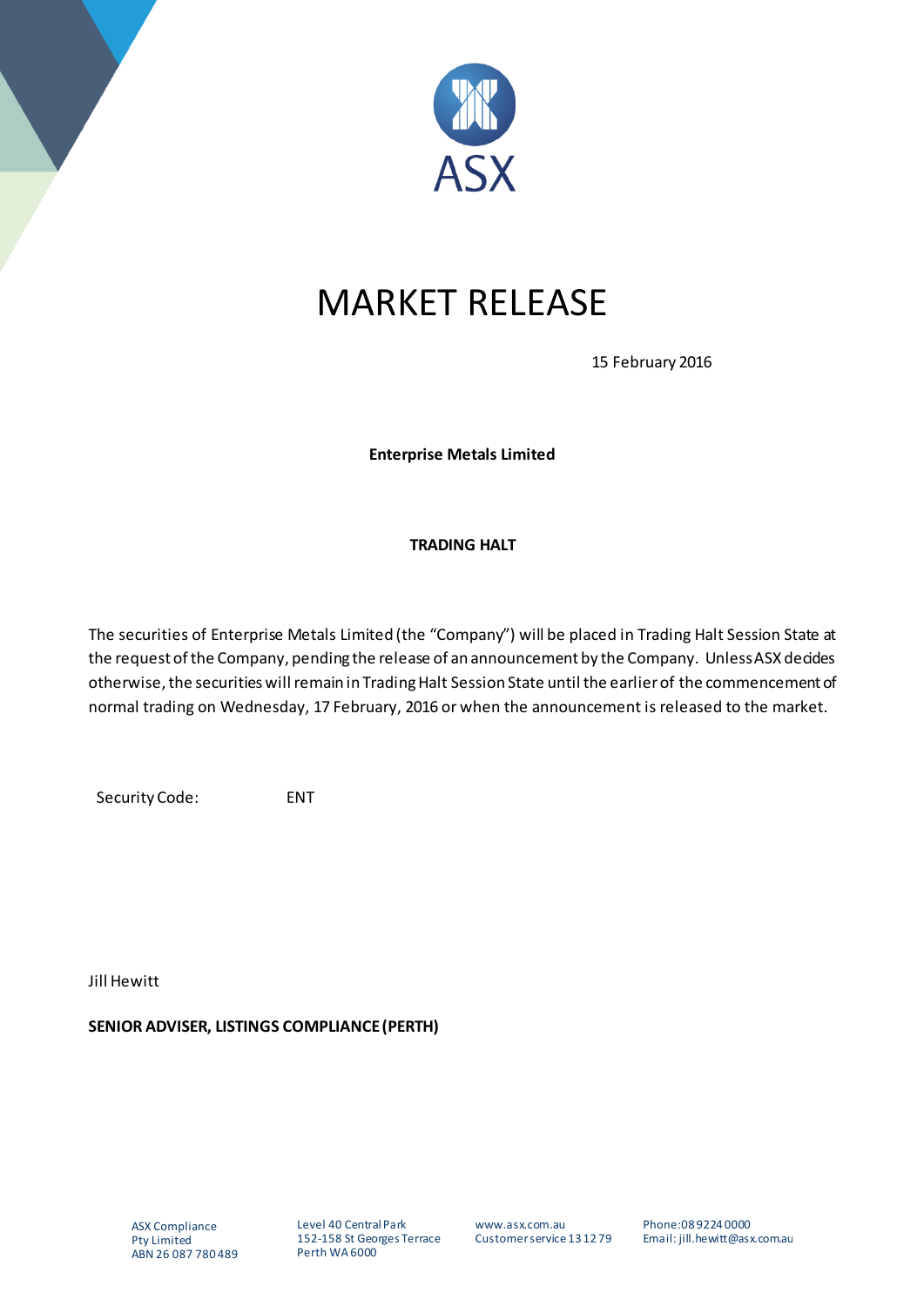ASX

# MARKET RELEASE

15 February 2016

**Enterprise Metals Limited**

**TRADING HALT**

The securities of Enterprise Metals Limited (the "Company") will be placed in Trading Halt Session State at the request of the Company, pending the release of an announcement by the Company. Unless ASX decides otherwise, the securities will remain in Trading Halt Session State until the earlier of the commencement of normal trading on Wednesday, 17 February, 2016 or when the announcement is released to the market.

Security Code: ENT

Jill Hewitt

**SENIOR ADVISER, LISTINGS COMPLIANCE (PERTH)**

ASX Compliance Pty Limited
ABN 26 087 780 489

Level 40 Central Park
152-158 St Georges Terrace
Perth WA 6000

www.asx.com.au
Customer service 13 12 79

Phone: 08 9224 0000
Email: jill.hewitt@asx.com.au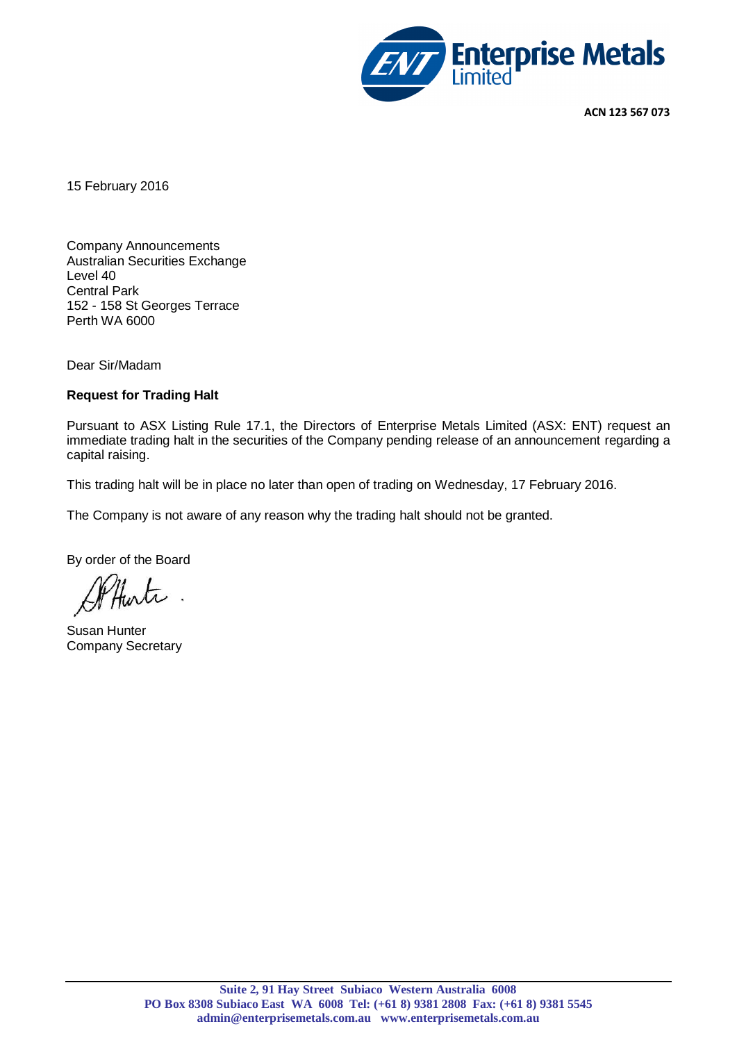ACN 123 567 073

15 February 2016

Company Announcements
Australian Securities Exchange
Level 40
Central Park
152 - 158 St Georges Terrace
Perth WA 6000

Dear Sir/Madam

**Request for Trading Halt**

Pursuant to ASX Listing Rule 17.1, the Directors of Enterprise Metals Limited (ASX: ENT) request an immediate trading halt in the securities of the Company pending release of an announcement regarding a capital raising.

This trading halt will be in place no later than open of trading on Wednesday, 17 February 2016.

The Company is not aware of any reason why the trading halt should not be granted.

By order of the Board

Susan Hunter
Company Secretary

**Suite 2, 91 Hay Street Subiaco Western Australia 6008**
**PO Box 8308 Subiaco East WA 6008 Tel: (+61 8) 9381 2808 Fax: (+61 8) 9381 5545**
**admin@enterprisemetals.com.au www.enterprisemetals.com.au**